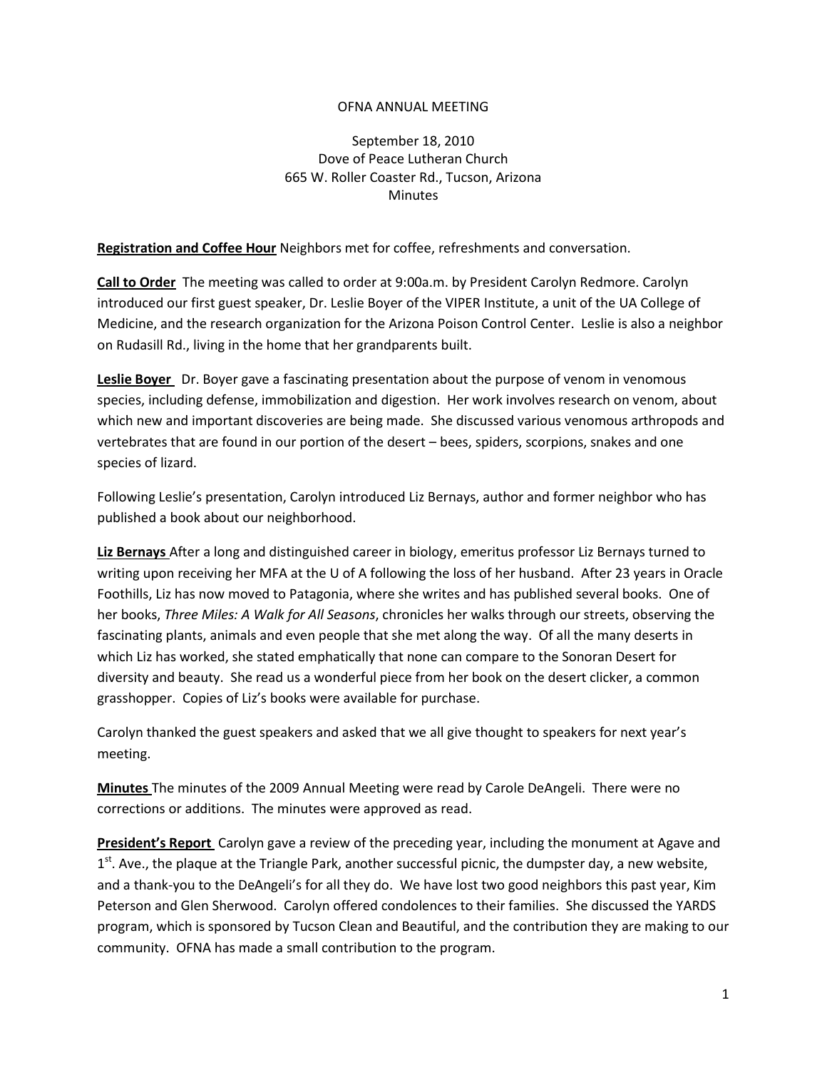# OFNA ANNUAL MEETING

September 18, 2010
Dove of Peace Lutheran Church
665 W. Roller Coaster Rd., Tucson, Arizona
Minutes

**Registration and Coffee Hour** Neighbors met for coffee, refreshments and conversation.

**Call to Order** The meeting was called to order at 9:00a.m. by President Carolyn Redmore. Carolyn introduced our first guest speaker, Dr. Leslie Boyer of the VIPER Institute, a unit of the UA College of Medicine, and the research organization for the Arizona Poison Control Center. Leslie is also a neighbor on Rudasill Rd., living in the home that her grandparents built.

**Leslie Boyer** Dr. Boyer gave a fascinating presentation about the purpose of venom in venomous species, including defense, immobilization and digestion. Her work involves research on venom, about which new and important discoveries are being made. She discussed various venomous arthropods and vertebrates that are found in our portion of the desert – bees, spiders, scorpions, snakes and one species of lizard.

Following Leslie's presentation, Carolyn introduced Liz Bernays, author and former neighbor who has published a book about our neighborhood.

**Liz Bernays** After a long and distinguished career in biology, emeritus professor Liz Bernays turned to writing upon receiving her MFA at the U of A following the loss of her husband. After 23 years in Oracle Foothills, Liz has now moved to Patagonia, where she writes and has published several books. One of her books, *Three Miles: A Walk for All Seasons*, chronicles her walks through our streets, observing the fascinating plants, animals and even people that she met along the way. Of all the many deserts in which Liz has worked, she stated emphatically that none can compare to the Sonoran Desert for diversity and beauty. She read us a wonderful piece from her book on the desert clicker, a common grasshopper. Copies of Liz's books were available for purchase.

Carolyn thanked the guest speakers and asked that we all give thought to speakers for next year's meeting.

**Minutes** The minutes of the 2009 Annual Meeting were read by Carole DeAngeli. There were no corrections or additions. The minutes were approved as read.

**President's Report** Carolyn gave a review of the preceding year, including the monument at Agave and 1st. Ave., the plaque at the Triangle Park, another successful picnic, the dumpster day, a new website, and a thank-you to the DeAngeli's for all they do. We have lost two good neighbors this past year, Kim Peterson and Glen Sherwood. Carolyn offered condolences to their families. She discussed the YARDS program, which is sponsored by Tucson Clean and Beautiful, and the contribution they are making to our community. OFNA has made a small contribution to the program.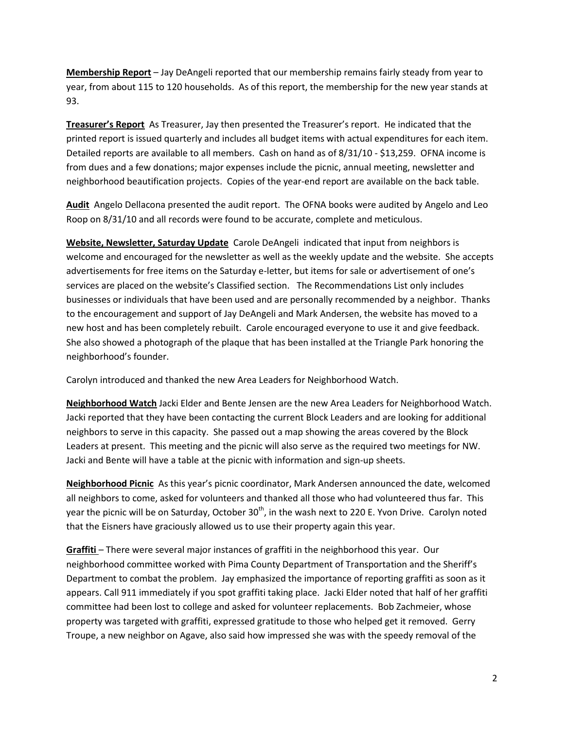**Membership Report** – Jay DeAngeli reported that our membership remains fairly steady from year to year, from about 115 to 120 households. As of this report, the membership for the new year stands at 93.

**Treasurer's Report** As Treasurer, Jay then presented the Treasurer's report. He indicated that the printed report is issued quarterly and includes all budget items with actual expenditures for each item. Detailed reports are available to all members. Cash on hand as of 8/31/10 - $13,259. OFNA income is from dues and a few donations; major expenses include the picnic, annual meeting, newsletter and neighborhood beautification projects. Copies of the year-end report are available on the back table.

**Audit** Angelo Dellacona presented the audit report. The OFNA books were audited by Angelo and Leo Roop on 8/31/10 and all records were found to be accurate, complete and meticulous.

**Website, Newsletter, Saturday Update** Carole DeAngeli indicated that input from neighbors is welcome and encouraged for the newsletter as well as the weekly update and the website. She accepts advertisements for free items on the Saturday e-letter, but items for sale or advertisement of one's services are placed on the website's Classified section. The Recommendations List only includes businesses or individuals that have been used and are personally recommended by a neighbor. Thanks to the encouragement and support of Jay DeAngeli and Mark Andersen, the website has moved to a new host and has been completely rebuilt. Carole encouraged everyone to use it and give feedback. She also showed a photograph of the plaque that has been installed at the Triangle Park honoring the neighborhood's founder.

Carolyn introduced and thanked the new Area Leaders for Neighborhood Watch.

**Neighborhood Watch** Jacki Elder and Bente Jensen are the new Area Leaders for Neighborhood Watch. Jacki reported that they have been contacting the current Block Leaders and are looking for additional neighbors to serve in this capacity. She passed out a map showing the areas covered by the Block Leaders at present. This meeting and the picnic will also serve as the required two meetings for NW. Jacki and Bente will have a table at the picnic with information and sign-up sheets.

**Neighborhood Picnic** As this year's picnic coordinator, Mark Andersen announced the date, welcomed all neighbors to come, asked for volunteers and thanked all those who had volunteered thus far. This year the picnic will be on Saturday, October 30th, in the wash next to 220 E. Yvon Drive. Carolyn noted that the Eisners have graciously allowed us to use their property again this year.

**Graffiti** – There were several major instances of graffiti in the neighborhood this year. Our neighborhood committee worked with Pima County Department of Transportation and the Sheriff's Department to combat the problem. Jay emphasized the importance of reporting graffiti as soon as it appears. Call 911 immediately if you spot graffiti taking place. Jacki Elder noted that half of her graffiti committee had been lost to college and asked for volunteer replacements. Bob Zachmeier, whose property was targeted with graffiti, expressed gratitude to those who helped get it removed. Gerry Troupe, a new neighbor on Agave, also said how impressed she was with the speedy removal of the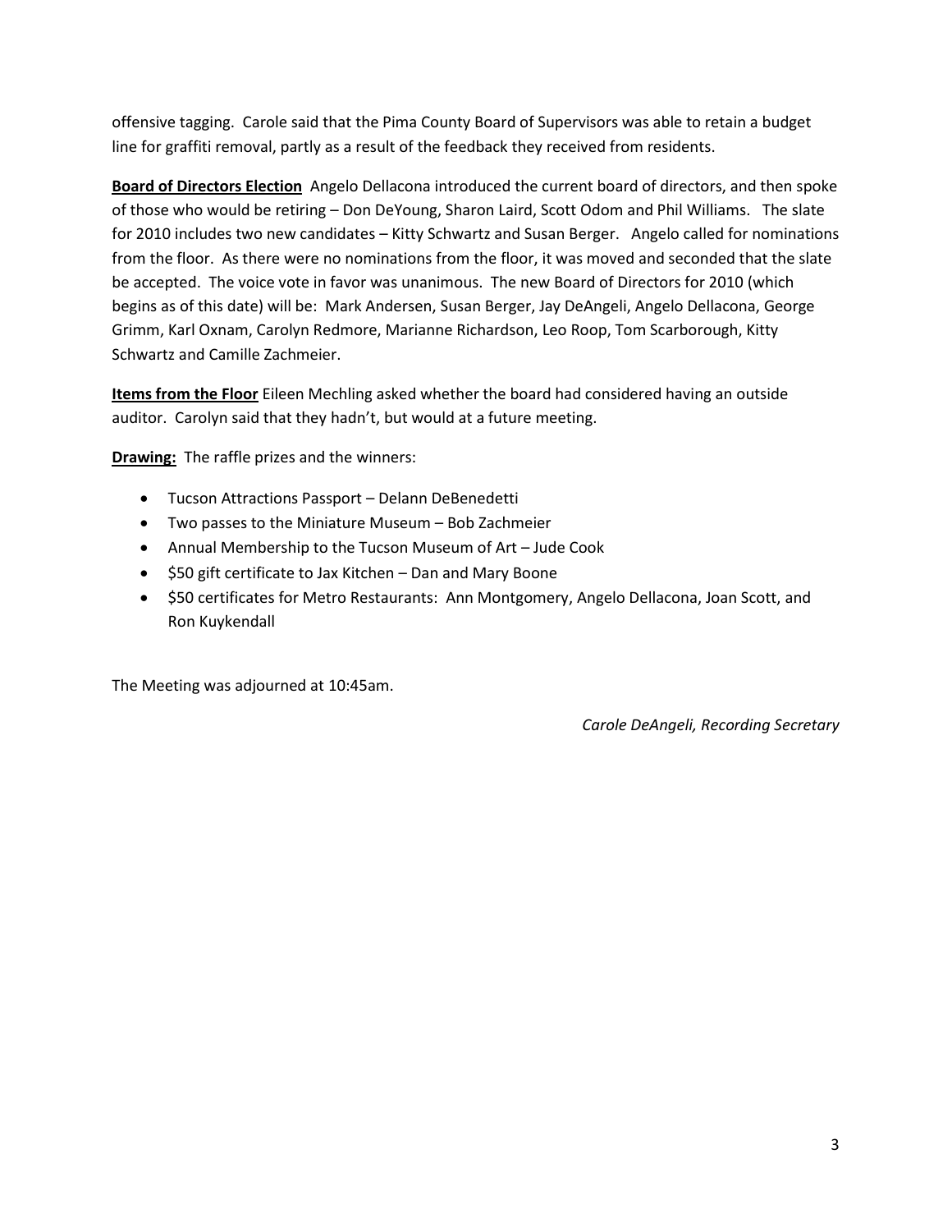offensive tagging.  Carole said that the Pima County Board of Supervisors was able to retain a budget line for graffiti removal, partly as a result of the feedback they received from residents.

**Board of Directors Election** Angelo Dellacona introduced the current board of directors, and then spoke of those who would be retiring – Don DeYoung, Sharon Laird, Scott Odom and Phil Williams.  The slate for 2010 includes two new candidates – Kitty Schwartz and Susan Berger.  Angelo called for nominations from the floor.  As there were no nominations from the floor, it was moved and seconded that the slate be accepted.  The voice vote in favor was unanimous.  The new Board of Directors for 2010 (which begins as of this date) will be:  Mark Andersen, Susan Berger, Jay DeAngeli, Angelo Dellacona, George Grimm, Karl Oxnam, Carolyn Redmore, Marianne Richardson, Leo Roop, Tom Scarborough, Kitty Schwartz and Camille Zachmeier.

**Items from the Floor** Eileen Mechling asked whether the board had considered having an outside auditor.  Carolyn said that they hadn't, but would at a future meeting.

**Drawing:** The raffle prizes and the winners:

- Tucson Attractions Passport – Delann DeBenedetti
- Two passes to the Miniature Museum – Bob Zachmeier
- Annual Membership to the Tucson Museum of Art – Jude Cook
- $50 gift certificate to Jax Kitchen – Dan and Mary Boone
- $50 certificates for Metro Restaurants:  Ann Montgomery, Angelo Dellacona, Joan Scott, and Ron Kuykendall

The Meeting was adjourned at 10:45am.

*Carole DeAngeli, Recording Secretary*